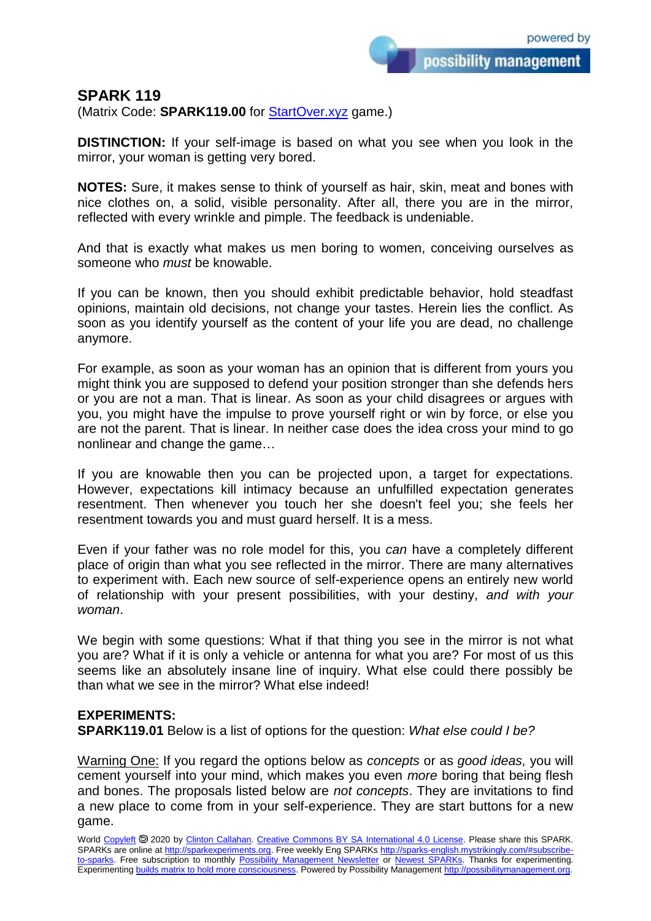# SPARK 119

(Matrix Code: **SPARK119.00** for StartOver.xyz game.)

**DISTINCTION:** If your self-image is based on what you see when you look in the mirror, your woman is getting very bored.

**NOTES:** Sure, it makes sense to think of yourself as hair, skin, meat and bones with nice clothes on, a solid, visible personality. After all, there you are in the mirror, reflected with every wrinkle and pimple. The feedback is undeniable.

And that is exactly what makes us men boring to women, conceiving ourselves as someone who *must* be knowable.

If you can be known, then you should exhibit predictable behavior, hold steadfast opinions, maintain old decisions, not change your tastes. Herein lies the conflict. As soon as you identify yourself as the content of your life you are dead, no challenge anymore.

For example, as soon as your woman has an opinion that is different from yours you might think you are supposed to defend your position stronger than she defends hers or you are not a man. That is linear. As soon as your child disagrees or argues with you, you might have the impulse to prove yourself right or win by force, or else you are not the parent. That is linear. In neither case does the idea cross your mind to go nonlinear and change the game…

If you are knowable then you can be projected upon, a target for expectations. However, expectations kill intimacy because an unfulfilled expectation generates resentment. Then whenever you touch her she doesn't feel you; she feels her resentment towards you and must guard herself. It is a mess.

Even if your father was no role model for this, you *can* have a completely different place of origin than what you see reflected in the mirror. There are many alternatives to experiment with. Each new source of self-experience opens an entirely new world of relationship with your present possibilities, with your destiny, *and with your woman*.

We begin with some questions: What if that thing you see in the mirror is not what you are? What if it is only a vehicle or antenna for what you are? For most of us this seems like an absolutely insane line of inquiry. What else could there possibly be than what we see in the mirror? What else indeed!

**EXPERIMENTS:**

**SPARK119.01** Below is a list of options for the question: *What else could I be?*

Warning One: If you regard the options below as *concepts* or as *good ideas,* you will cement yourself into your mind, which makes you even *more* boring that being flesh and bones. The proposals listed below are *not concepts*. They are invitations to find a new place to come from in your self-experience. They are start buttons for a new game.

World Copyleft 🄯 2020 by Clinton Callahan. Creative Commons BY SA International 4.0 License. Please share this SPARK. SPARKs are online at http://sparkexperiments.org. Free weekly Eng SPARKs http://sparks-english.mystrikingly.com/#subscribe-to-sparks. Free subscription to monthly Possibility Management Newsletter or Newest SPARKs. Thanks for experimenting. Experimenting builds matrix to hold more consciousness. Powered by Possibility Management http://possibilitymanagement.org.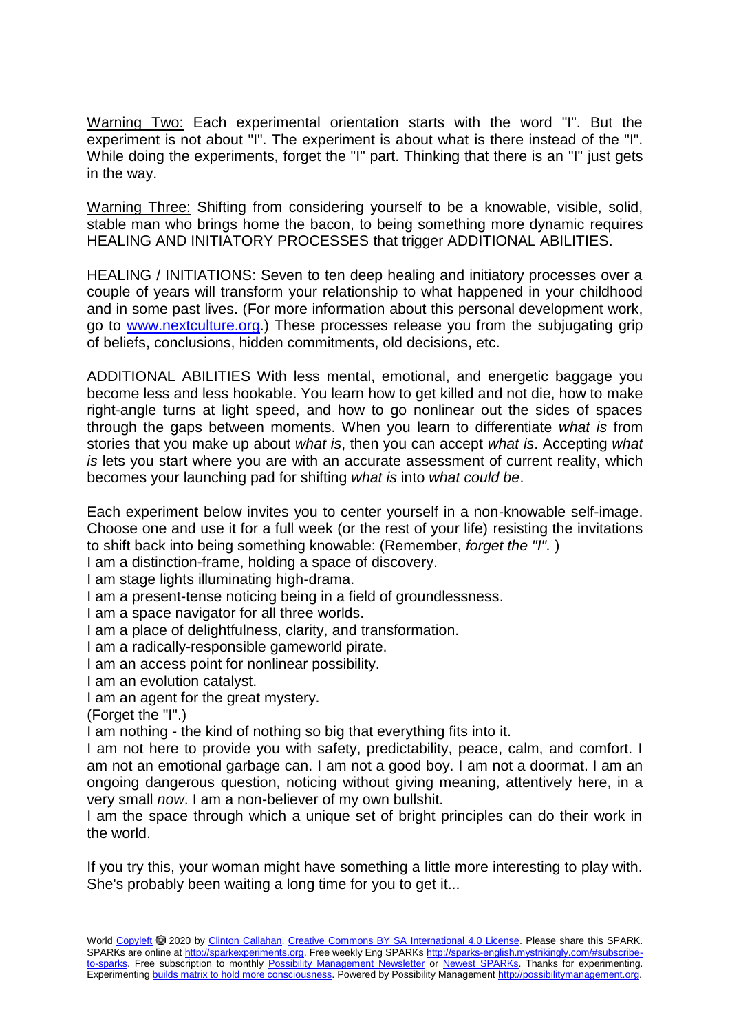Warning Two: Each experimental orientation starts with the word "I". But the experiment is not about "I". The experiment is about what is there instead of the "I". While doing the experiments, forget the "I" part. Thinking that there is an "I" just gets in the way.

Warning Three: Shifting from considering yourself to be a knowable, visible, solid, stable man who brings home the bacon, to being something more dynamic requires HEALING AND INITIATORY PROCESSES that trigger ADDITIONAL ABILITIES.

HEALING / INITIATIONS: Seven to ten deep healing and initiatory processes over a couple of years will transform your relationship to what happened in your childhood and in some past lives. (For more information about this personal development work, go to [www.nextculture.org](http://www.nextculture.org).) These processes release you from the subjugating grip of beliefs, conclusions, hidden commitments, old decisions, etc.

ADDITIONAL ABILITIES With less mental, emotional, and energetic baggage you become less and less hookable. You learn how to get killed and not die, how to make right-angle turns at light speed, and how to go nonlinear out the sides of spaces through the gaps between moments. When you learn to differentiate *what is* from stories that you make up about *what is*, then you can accept *what is*. Accepting *what is* lets you start where you are with an accurate assessment of current reality, which becomes your launching pad for shifting *what is* into *what could be*.

Each experiment below invites you to center yourself in a non-knowable self-image. Choose one and use it for a full week (or the rest of your life) resisting the invitations to shift back into being something knowable: (Remember, *forget the "I".* )

I am a distinction-frame, holding a space of discovery.
I am stage lights illuminating high-drama.
I am a present-tense noticing being in a field of groundlessness.
I am a space navigator for all three worlds.
I am a place of delightfulness, clarity, and transformation.
I am a radically-responsible gameworld pirate.
I am an access point for nonlinear possibility.
I am an evolution catalyst.
I am an agent for the great mystery.
(Forget the "I".)
I am nothing - the kind of nothing so big that everything fits into it.
I am not here to provide you with safety, predictability, peace, calm, and comfort. I am not an emotional garbage can. I am not a good boy. I am not a doormat. I am an ongoing dangerous question, noticing without giving meaning, attentively here, in a very small *now*. I am a non-believer of my own bullshit.
I am the space through which a unique set of bright principles can do their work in the world.

If you try this, your woman might have something a little more interesting to play with. She's probably been waiting a long time for you to get it...

World Copyleft 🄯 2020 by Clinton Callahan. Creative Commons BY SA International 4.0 License. Please share this SPARK. SPARKs are online at http://sparkexperiments.org. Free weekly Eng SPARKs http://sparks-english.mystrikingly.com/#subscribe-to-sparks. Free subscription to monthly Possibility Management Newsletter or Newest SPARKs. Thanks for experimenting. Experimenting builds matrix to hold more consciousness. Powered by Possibility Management http://possibilitymanagement.org.